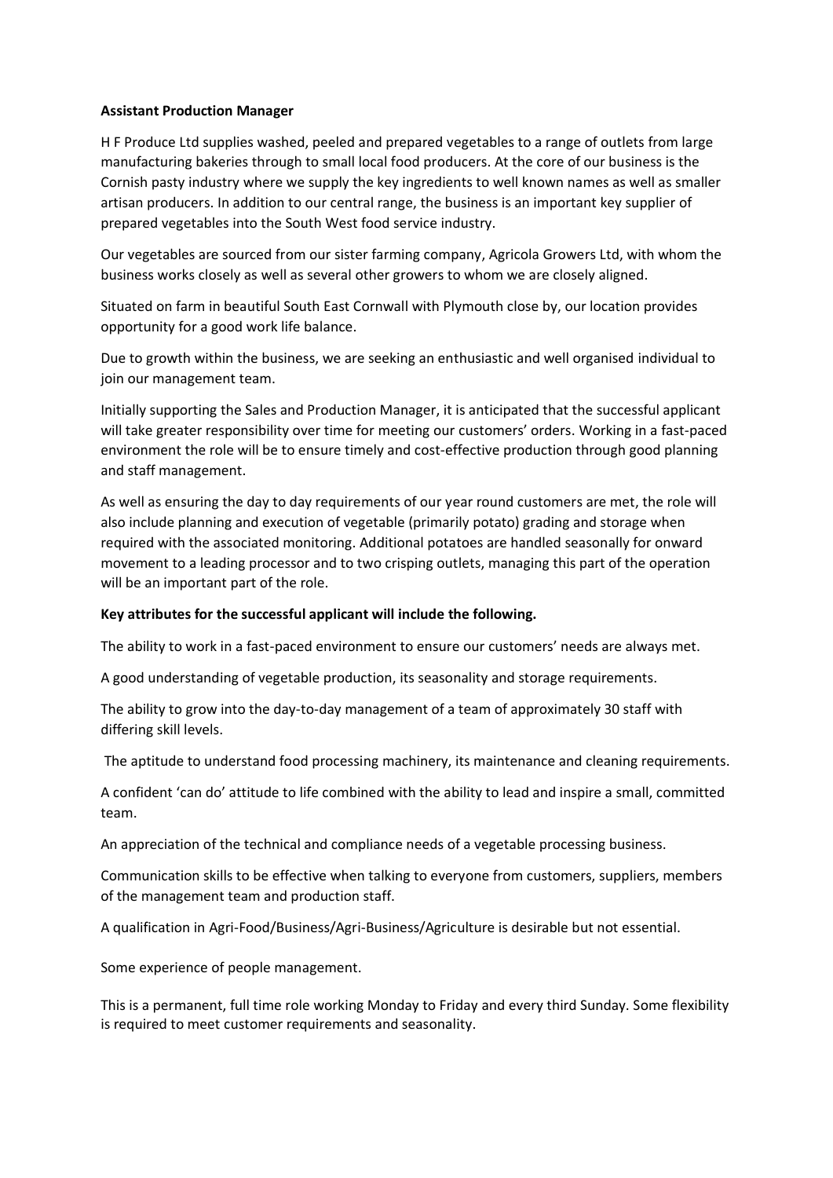**Assistant Production Manager**

H F Produce Ltd supplies washed, peeled and prepared vegetables to a range of outlets from large manufacturing bakeries through to small local food producers. At the core of our business is the Cornish pasty industry where we supply the key ingredients to well known names as well as smaller artisan producers. In addition to our central range, the business is an important key supplier of prepared vegetables into the South West food service industry.

Our vegetables are sourced from our sister farming company, Agricola Growers Ltd, with whom the business works closely as well as several other growers to whom we are closely aligned.

Situated on farm in beautiful South East Cornwall with Plymouth close by, our location provides opportunity for a good work life balance.

Due to growth within the business, we are seeking an enthusiastic and well organised individual to join our management team.

Initially supporting the Sales and Production Manager, it is anticipated that the successful applicant will take greater responsibility over time for meeting our customers' orders. Working in a fast-paced environment the role will be to ensure timely and cost-effective production through good planning and staff management.

As well as ensuring the day to day requirements of our year round customers are met, the role will also include planning and execution of vegetable (primarily potato) grading and storage when required with the associated monitoring. Additional potatoes are handled seasonally for onward movement to a leading processor and to two crisping outlets, managing this part of the operation will be an important part of the role.

**Key attributes for the successful applicant will include the following.**

The ability to work in a fast-paced environment to ensure our customers' needs are always met.

A good understanding of vegetable production, its seasonality and storage requirements.

The ability to grow into the day-to-day management of a team of approximately 30 staff with differing skill levels.

The aptitude to understand food processing machinery, its maintenance and cleaning requirements.

A confident 'can do' attitude to life combined with the ability to lead and inspire a small, committed team.

An appreciation of the technical and compliance needs of a vegetable processing business.

Communication skills to be effective when talking to everyone from customers, suppliers, members of the management team and production staff.

A qualification in Agri-Food/Business/Agri-Business/Agriculture is desirable but not essential.

Some experience of people management.

This is a permanent, full time role working Monday to Friday and every third Sunday. Some flexibility is required to meet customer requirements and seasonality.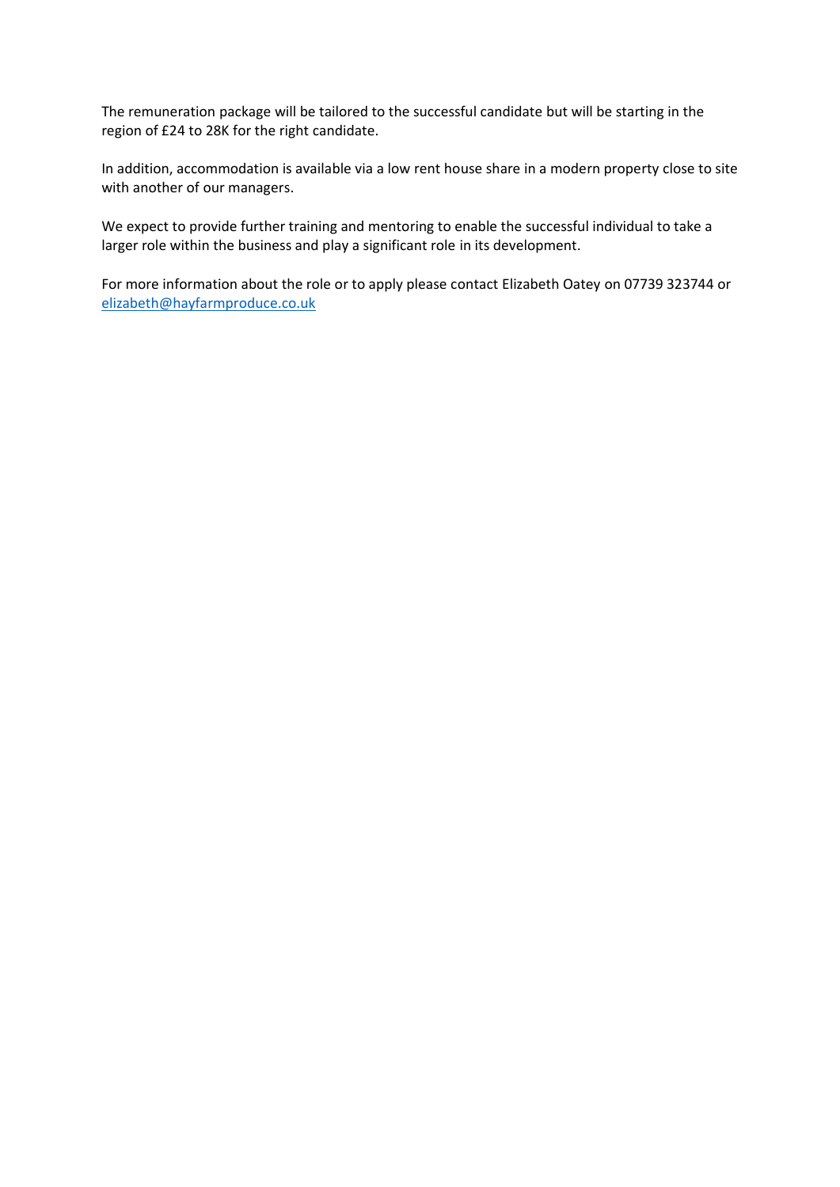The remuneration package will be tailored to the successful candidate but will be starting in the region of £24 to 28K for the right candidate.

In addition, accommodation is available via a low rent house share in a modern property close to site with another of our managers.

We expect to provide further training and mentoring to enable the successful individual to take a larger role within the business and play a significant role in its development.

For more information about the role or to apply please contact Elizabeth Oatey on 07739 323744 or [elizabeth@hayfarmproduce.co.uk](mailto:elizabeth@hayfarmproduce.co.uk)